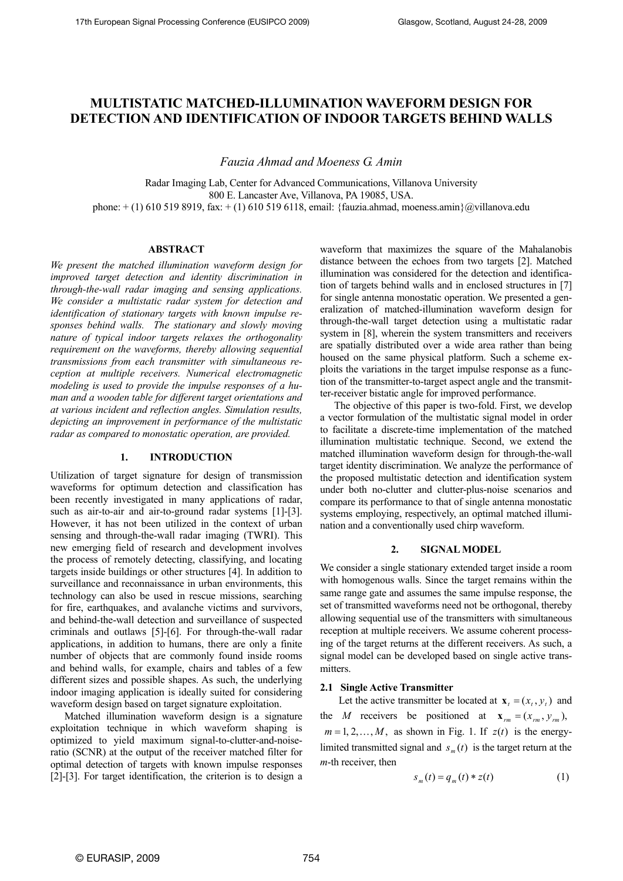# MULTISTATIC MATCHED-ILLUMINATION WAVEFORM DESIGN FOR DETECTION AND IDENTIFICATION OF INDOOR TARGETS BEHIND WALLS

*Fauzia Ahmad and Moeness G. Amin*

Radar Imaging Lab, Center for Advanced Communications, Villanova University
800 E. Lancaster Ave, Villanova, PA 19085, USA.
phone: + (1) 610 519 8919, fax: + (1) 610 519 6118, email: {fauzia.ahmad, moeness.amin}@villanova.edu

## ABSTRACT

*We present the matched illumination waveform design for improved target detection and identity discrimination in through-the-wall radar imaging and sensing applications. We consider a multistatic radar system for detection and identification of stationary targets with known impulse responses behind walls. The stationary and slowly moving nature of typical indoor targets relaxes the orthogonality requirement on the waveforms, thereby allowing sequential transmissions from each transmitter with simultaneous reception at multiple receivers. Numerical electromagnetic modeling is used to provide the impulse responses of a human and a wooden table for different target orientations and at various incident and reflection angles. Simulation results, depicting an improvement in performance of the multistatic radar as compared to monostatic operation, are provided.*

## 1. INTRODUCTION

Utilization of target signature for design of transmission waveforms for optimum detection and classification has been recently investigated in many applications of radar, such as air-to-air and air-to-ground radar systems [1]-[3]. However, it has not been utilized in the context of urban sensing and through-the-wall radar imaging (TWRI). This new emerging field of research and development involves the process of remotely detecting, classifying, and locating targets inside buildings or other structures [4]. In addition to surveillance and reconnaissance in urban environments, this technology can also be used in rescue missions, searching for fire, earthquakes, and avalanche victims and survivors, and behind-the-wall detection and surveillance of suspected criminals and outlaws [5]-[6]. For through-the-wall radar applications, in addition to humans, there are only a finite number of objects that are commonly found inside rooms and behind walls, for example, chairs and tables of a few different sizes and possible shapes. As such, the underlying indoor imaging application is ideally suited for considering waveform design based on target signature exploitation.

Matched illumination waveform design is a signature exploitation technique in which waveform shaping is optimized to yield maximum signal-to-clutter-and-noise-ratio (SCNR) at the output of the receiver matched filter for optimal detection of targets with known impulse responses [2]-[3]. For target identification, the criterion is to design a waveform that maximizes the square of the Mahalanobis distance between the echoes from two targets [2]. Matched illumination was considered for the detection and identification of targets behind walls and in enclosed structures in [7] for single antenna monostatic operation. We presented a generalization of matched-illumination waveform design for through-the-wall target detection using a multistatic radar system in [8], wherein the system transmitters and receivers are spatially distributed over a wide area rather than being housed on the same physical platform. Such a scheme exploits the variations in the target impulse response as a function of the transmitter-to-target aspect angle and the transmitter-receiver bistatic angle for improved performance.

The objective of this paper is two-fold. First, we develop a vector formulation of the multistatic signal model in order to facilitate a discrete-time implementation of the matched illumination multistatic technique. Second, we extend the matched illumination waveform design for through-the-wall target identity discrimination. We analyze the performance of the proposed multistatic detection and identification system under both no-clutter and clutter-plus-noise scenarios and compare its performance to that of single antenna monostatic systems employing, respectively, an optimal matched illumination and a conventionally used chirp waveform.

## 2. SIGNAL MODEL

We consider a single stationary extended target inside a room with homogenous walls. Since the target remains within the same range gate and assumes the same impulse response, the set of transmitted waveforms need not be orthogonal, thereby allowing sequential use of the transmitters with simultaneous reception at multiple receivers. We assume coherent processing of the target returns at the different receivers. As such, a signal model can be developed based on single active transmitters.

### 2.1 Single Active Transmitter

Let the active transmitter be located at $\mathbf{x}_t = (x_t, y_t)$ and the $M$ receivers be positioned at $\mathbf{x}_{rm} = (x_{rm}, y_{rm})$, $m = 1, 2, \ldots, M$, as shown in Fig. 1. If $z(t)$ is the energy-limited transmitted signal and $s_m(t)$ is the target return at the $m$-th receiver, then

$$s_m(t) = q_m(t) * z(t) \tag{1}$$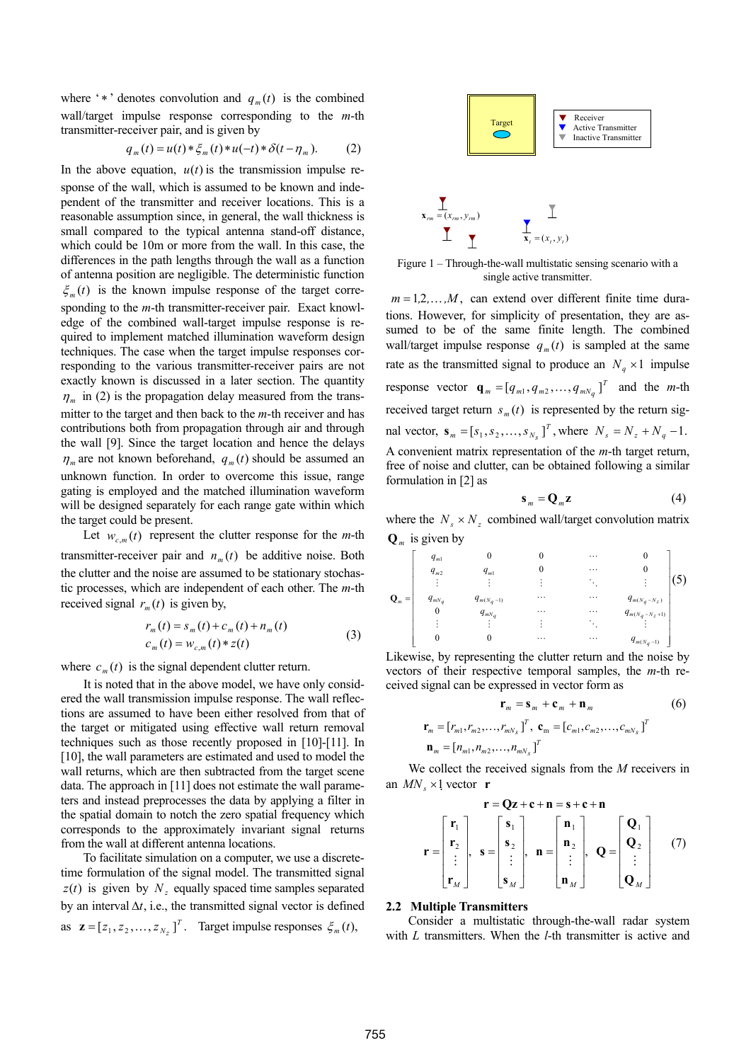where '$*$' denotes convolution and $q_m(t)$ is the combined wall/target impulse response corresponding to the $m$-th transmitter-receiver pair, and is given by

$$q_m(t) = u(t) * \xi_m(t) * u(-t) * \delta(t - \eta_m). \tag{2}$$

In the above equation, $u(t)$ is the transmission impulse response of the wall, which is assumed to be known and independent of the transmitter and receiver locations. This is a reasonable assumption since, in general, the wall thickness is small compared to the typical antenna stand-off distance, which could be 10m or more from the wall. In this case, the differences in the path lengths through the wall as a function of antenna position are negligible. The deterministic function $\xi_m(t)$ is the known impulse response of the target corresponding to the $m$-th transmitter-receiver pair. Exact knowledge of the combined wall-target impulse response is required to implement matched illumination waveform design techniques. The case when the target impulse responses corresponding to the various transmitter-receiver pairs are not exactly known is discussed in a later section. The quantity $\eta_m$ in (2) is the propagation delay measured from the transmitter to the target and then back to the $m$-th receiver and has contributions both from propagation through air and through the wall [9]. Since the target location and hence the delays $\eta_m$ are not known beforehand, $q_m(t)$ should be assumed an unknown function. In order to overcome this issue, range gating is employed and the matched illumination waveform will be designed separately for each range gate within which the target could be present.

Let $w_{c,m}(t)$ represent the clutter response for the $m$-th transmitter-receiver pair and $n_m(t)$ be additive noise. Both the clutter and the noise are assumed to be stationary stochastic processes, which are independent of each other. The $m$-th received signal $r_m(t)$ is given by,

$$\begin{aligned} r_m(t) &= s_m(t) + c_m(t) + n_m(t) \\ c_m(t) &= w_{c,m}(t) * z(t) \end{aligned} \tag{3}$$

where $c_m(t)$ is the signal dependent clutter return.

It is noted that in the above model, we have only considered the wall transmission impulse response. The wall reflections are assumed to have been either resolved from that of the target or mitigated using effective wall return removal techniques such as those recently proposed in [10]-[11]. In [10], the wall parameters are estimated and used to model the wall returns, which are then subtracted from the target scene data. The approach in [11] does not estimate the wall parameters and instead preprocesses the data by applying a filter in the spatial domain to notch the zero spatial frequency which corresponds to the approximately invariant signal returns from the wall at different antenna locations.

To facilitate simulation on a computer, we use a discrete-time formulation of the signal model. The transmitted signal $z(t)$ is given by $N_z$ equally spaced time samples separated by an interval $\Delta t$, i.e., the transmitted signal vector is defined as $\mathbf{z} = [z_1, z_2, \ldots, z_{N_z}]^T$. Target impulse responses $\xi_m(t)$, $m = 1, 2, \ldots, M$, can extend over different finite time durations. However, for simplicity of presentation, they are assumed to be of the same finite length. The combined wall/target impulse response $q_m(t)$ is sampled at the same rate as the transmitted signal to produce an $N_q \times 1$ impulse response vector $\mathbf{q}_m = [q_{m1}, q_{m2}, \ldots, q_{mN_q}]^T$ and the $m$-th received target return $s_m(t)$ is represented by the return signal vector, $\mathbf{s}_m = [s_1, s_2, \ldots, s_{N_s}]^T$, where $N_s = N_z + N_q - 1$. A convenient matrix representation of the $m$-th target return, free of noise and clutter, can be obtained following a similar formulation in [2] as

Figure 1 – Through-the-wall multistatic sensing scenario with a single active transmitter.

$$\mathbf{s}_m = \mathbf{Q}_m \mathbf{z} \tag{4}$$

where the $N_s \times N_z$ combined wall/target convolution matrix $\mathbf{Q}_m$ is given by

$$\mathbf{Q}_m = \begin{bmatrix} q_{m1} & 0 & 0 & \cdots & 0 \\ q_{m2} & q_{m1} & 0 & \cdots & 0 \\ \vdots & \vdots & \vdots & \ddots & \vdots \\ q_{mN_q} & q_{m(N_q-1)} & \cdots & \cdots & q_{m(N_q-N_z)} \\ 0 & q_{mN_q} & \cdots & \cdots & q_{m(N_q-N_z+1)} \\ \vdots & \vdots & \vdots & \ddots & \vdots \\ 0 & 0 & \cdots & \cdots & q_{m(N_q-1)} \end{bmatrix} \tag{5}$$

Likewise, by representing the clutter return and the noise by vectors of their respective temporal samples, the $m$-th received signal can be expressed in vector form as

$$\mathbf{r}_m = \mathbf{s}_m + \mathbf{c}_m + \mathbf{n}_m \tag{6}$$

$$\mathbf{r}_m = [r_{m1}, r_{m2}, \ldots, r_{mN_s}]^T,\ \mathbf{c}_m = [c_{m1}, c_{m2}, \ldots, c_{mN_s}]^T$$
$$\mathbf{n}_m = [n_{m1}, n_{m2}, \ldots, n_{mN_s}]^T$$

We collect the received signals from the $M$ receivers in an $MN_s \times 1$ vector $\mathbf{r}$

$$\mathbf{r} = \mathbf{Qz} + \mathbf{c} + \mathbf{n} = \mathbf{s} + \mathbf{c} + \mathbf{n}$$

$$\mathbf{r} = \begin{bmatrix} \mathbf{r}_1 \\ \mathbf{r}_2 \\ \vdots \\ \mathbf{r}_M \end{bmatrix},\ \mathbf{s} = \begin{bmatrix} \mathbf{s}_1 \\ \mathbf{s}_2 \\ \vdots \\ \mathbf{s}_M \end{bmatrix},\ \mathbf{n} = \begin{bmatrix} \mathbf{n}_1 \\ \mathbf{n}_2 \\ \vdots \\ \mathbf{n}_M \end{bmatrix},\ \mathbf{Q} = \begin{bmatrix} \mathbf{Q}_1 \\ \mathbf{Q}_2 \\ \vdots \\ \mathbf{Q}_M \end{bmatrix} \tag{7}$$

### 2.2 Multiple Transmitters

Consider a multistatic through-the-wall radar system with $L$ transmitters. When the $l$-th transmitter is active and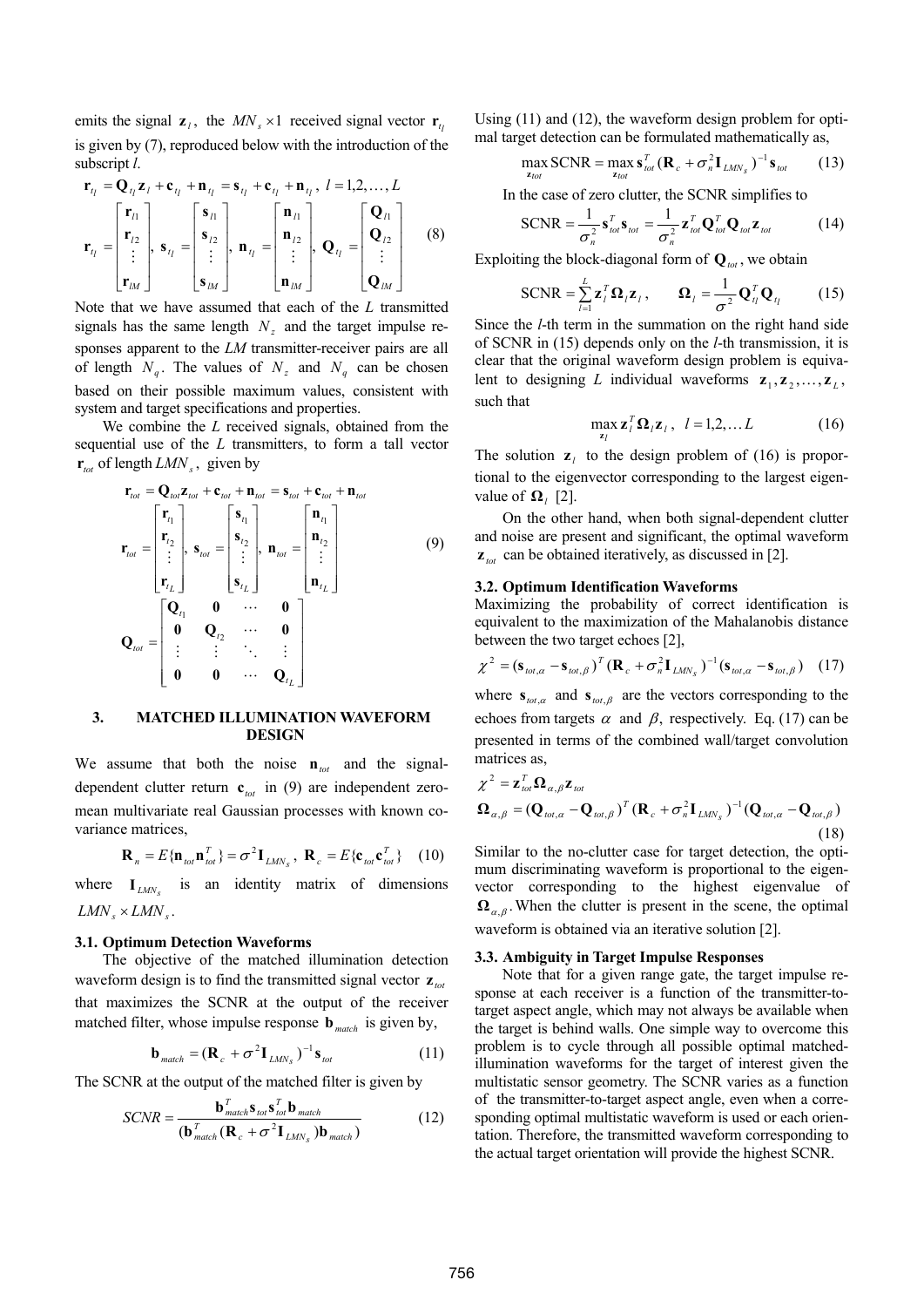emits the signal $\mathbf{z}_l$, the $MN_s \times 1$ received signal vector $\mathbf{r}_{t_l}$ is given by (7), reproduced below with the introduction of the subscript *l*.

$$\mathbf{r}_{t_l} = \mathbf{Q}_{t_l}\mathbf{z}_l + \mathbf{c}_{t_l} + \mathbf{n}_{t_l} = \mathbf{s}_{t_l} + \mathbf{c}_{t_l} + \mathbf{n}_{t_l},\ l = 1,2,\ldots,L$$

$$\mathbf{r}_{t_l} = \begin{bmatrix} \mathbf{r}_{l1} \\ \mathbf{r}_{l2} \\ \vdots \\ \mathbf{r}_{lM} \end{bmatrix},\ \mathbf{s}_{t_l} = \begin{bmatrix} \mathbf{s}_{l1} \\ \mathbf{s}_{l2} \\ \vdots \\ \mathbf{s}_{lM} \end{bmatrix},\ \mathbf{n}_{t_l} = \begin{bmatrix} \mathbf{n}_{l1} \\ \mathbf{n}_{l2} \\ \vdots \\ \mathbf{n}_{lM} \end{bmatrix},\ \mathbf{Q}_{t_l} = \begin{bmatrix} \mathbf{Q}_{l1} \\ \mathbf{Q}_{l2} \\ \vdots \\ \mathbf{Q}_{lM} \end{bmatrix} \quad (8)$$

Note that we have assumed that each of the *L* transmitted signals has the same length $N_z$ and the target impulse responses apparent to the *LM* transmitter-receiver pairs are all of length $N_q$. The values of $N_z$ and $N_q$ can be chosen based on their possible maximum values, consistent with system and target specifications and properties.

We combine the *L* received signals, obtained from the sequential use of the *L* transmitters, to form a tall vector $\mathbf{r}_{tot}$ of length $LMN_s$, given by

$$\mathbf{r}_{tot} = \mathbf{Q}_{tot}\mathbf{z}_{tot} + \mathbf{c}_{tot} + \mathbf{n}_{tot} = \mathbf{s}_{tot} + \mathbf{c}_{tot} + \mathbf{n}_{tot}$$

$$\mathbf{r}_{tot} = \begin{bmatrix} \mathbf{r}_{t_1} \\ \mathbf{r}_{t_2} \\ \vdots \\ \mathbf{r}_{t_L} \end{bmatrix},\ \mathbf{s}_{tot} = \begin{bmatrix} \mathbf{s}_{t_1} \\ \mathbf{s}_{t_2} \\ \vdots \\ \mathbf{s}_{t_L} \end{bmatrix},\ \mathbf{n}_{tot} = \begin{bmatrix} \mathbf{n}_{t_1} \\ \mathbf{n}_{t_2} \\ \vdots \\ \mathbf{n}_{t_L} \end{bmatrix} \quad (9)$$

$$\mathbf{Q}_{tot} = \begin{bmatrix} \mathbf{Q}_{t_1} & \mathbf{0} & \cdots & \mathbf{0} \\ \mathbf{0} & \mathbf{Q}_{t_2} & \cdots & \mathbf{0} \\ \vdots & \vdots & \ddots & \vdots \\ \mathbf{0} & \mathbf{0} & \cdots & \mathbf{Q}_{t_L} \end{bmatrix}$$

## 3. MATCHED ILLUMINATION WAVEFORM DESIGN

We assume that both the noise $\mathbf{n}_{tot}$ and the signal-dependent clutter return $\mathbf{c}_{tot}$ in (9) are independent zero-mean multivariate real Gaussian processes with known co-variance matrices,

$$\mathbf{R}_n = E\{\mathbf{n}_{tot}\mathbf{n}_{tot}^T\} = \sigma^2\mathbf{I}_{LMN_s},\ \mathbf{R}_c = E\{\mathbf{c}_{tot}\mathbf{c}_{tot}^T\} \quad (10)$$

where $\mathbf{I}_{LMN_s}$ is an identity matrix of dimensions $LMN_s \times LMN_s$.

### 3.1. Optimum Detection Waveforms

The objective of the matched illumination detection waveform design is to find the transmitted signal vector $\mathbf{z}_{tot}$ that maximizes the SCNR at the output of the receiver matched filter, whose impulse response $\mathbf{b}_{match}$ is given by,

$$\mathbf{b}_{match} = (\mathbf{R}_c + \sigma^2\mathbf{I}_{LMN_s})^{-1}\mathbf{s}_{tot} \quad (11)$$

The SCNR at the output of the matched filter is given by

$$SCNR = \frac{\mathbf{b}_{match}^T\mathbf{s}_{tot}\mathbf{s}_{tot}^T\mathbf{b}_{match}}{(\mathbf{b}_{match}^T(\mathbf{R}_c + \sigma^2\mathbf{I}_{LMN_s})\mathbf{b}_{match})} \quad (12)$$

Using (11) and (12), the waveform design problem for optimal target detection can be formulated mathematically as,

$$\max_{\mathbf{z}_{tot}} \text{SCNR} = \max_{\mathbf{z}_{tot}} \mathbf{s}_{tot}^T(\mathbf{R}_c + \sigma_n^2\mathbf{I}_{LMN_s})^{-1}\mathbf{s}_{tot} \quad (13)$$

In the case of zero clutter, the SCNR simplifies to

$$\text{SCNR} = \frac{1}{\sigma_n^2}\mathbf{s}_{tot}^T\mathbf{s}_{tot} = \frac{1}{\sigma_n^2}\mathbf{z}_{tot}^T\mathbf{Q}_{tot}^T\mathbf{Q}_{tot}\mathbf{z}_{tot} \quad (14)$$

Exploiting the block-diagonal form of $\mathbf{Q}_{tot}$, we obtain

$$\text{SCNR} = \sum_{l=1}^{L}\mathbf{z}_l^T\mathbf{\Omega}_l\mathbf{z}_l, \qquad \mathbf{\Omega}_l = \frac{1}{\sigma^2}\mathbf{Q}_{t_l}^T\mathbf{Q}_{t_l} \quad (15)$$

Since the *l*-th term in the summation on the right hand side of SCNR in (15) depends only on the *l*-th transmission, it is clear that the original waveform design problem is equivalent to designing *L* individual waveforms $\mathbf{z}_1, \mathbf{z}_2, \ldots, \mathbf{z}_L$, such that

$$\max_{\mathbf{z}_l} \mathbf{z}_l^T\mathbf{\Omega}_l\mathbf{z}_l,\ \ l = 1,2,\ldots L \quad (16)$$

The solution $\mathbf{z}_l$ to the design problem of (16) is proportional to the eigenvector corresponding to the largest eigenvalue of $\mathbf{\Omega}_l$ [2].

On the other hand, when both signal-dependent clutter and noise are present and significant, the optimal waveform $\mathbf{z}_{tot}$ can be obtained iteratively, as discussed in [2].

### 3.2. Optimum Identification Waveforms

Maximizing the probability of correct identification is equivalent to the maximization of the Mahalanobis distance between the two target echoes [2],

$$\chi^2 = (\mathbf{s}_{tot,\alpha} - \mathbf{s}_{tot,\beta})^T(\mathbf{R}_c + \sigma_n^2\mathbf{I}_{LMN_s})^{-1}(\mathbf{s}_{tot,\alpha} - \mathbf{s}_{tot,\beta}) \quad (17)$$

where $\mathbf{s}_{tot,\alpha}$ and $\mathbf{s}_{tot,\beta}$ are the vectors corresponding to the echoes from targets $\alpha$ and $\beta$, respectively. Eq. (17) can be presented in terms of the combined wall/target convolution matrices as,

$$\chi^2 = \mathbf{z}_{tot}^T\mathbf{\Omega}_{\alpha,\beta}\mathbf{z}_{tot}$$

$$\mathbf{\Omega}_{\alpha,\beta} = (\mathbf{Q}_{tot,\alpha} - \mathbf{Q}_{tot,\beta})^T(\mathbf{R}_c + \sigma_n^2\mathbf{I}_{LMN_s})^{-1}(\mathbf{Q}_{tot,\alpha} - \mathbf{Q}_{tot,\beta}) \quad (18)$$

Similar to the no-clutter case for target detection, the optimum discriminating waveform is proportional to the eigenvector corresponding to the highest eigenvalue of $\mathbf{\Omega}_{\alpha,\beta}$. When the clutter is present in the scene, the optimal waveform is obtained via an iterative solution [2].

### 3.3. Ambiguity in Target Impulse Responses

Note that for a given range gate, the target impulse response at each receiver is a function of the transmitter-to-target aspect angle, which may not always be available when the target is behind walls. One simple way to overcome this problem is to cycle through all possible optimal matched-illumination waveforms for the target of interest given the multistatic sensor geometry. The SCNR varies as a function of the transmitter-to-target aspect angle, even when a corresponding optimal multistatic waveform is used or each orientation. Therefore, the transmitted waveform corresponding to the actual target orientation will provide the highest SCNR.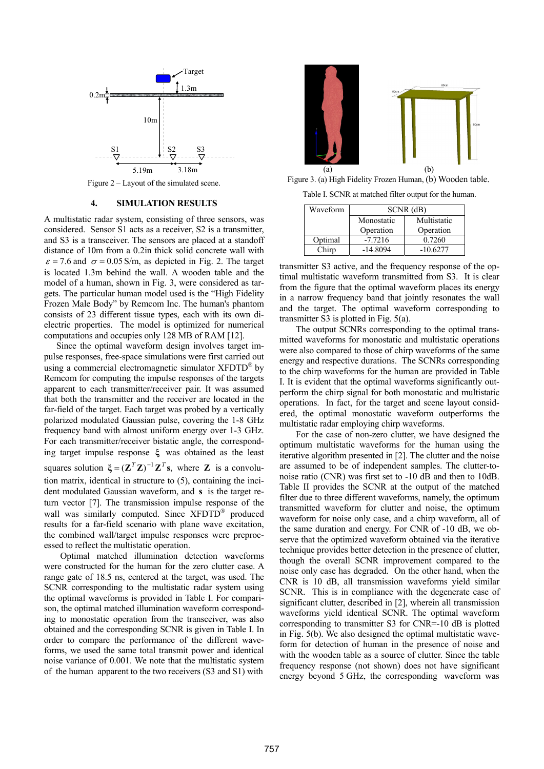Figure 2 – Layout of the simulated scene.

## 4. SIMULATION RESULTS

A multistatic radar system, consisting of three sensors, was considered. Sensor S1 acts as a receiver, S2 is a transmitter, and S3 is a transceiver. The sensors are placed at a standoff distance of 10m from a 0.2in thick solid concrete wall with $\varepsilon = 7.6$ and $\sigma = 0.05$ S/m, as depicted in Fig. 2. The target is located 1.3m behind the wall. A wooden table and the model of a human, shown in Fig. 3, were considered as targets. The particular human model used is the "High Fidelity Frozen Male Body" by Remcom Inc. The human's phantom consists of 23 different tissue types, each with its own dielectric properties. The model is optimized for numerical computations and occupies only 128 MB of RAM [12].

Since the optimal waveform design involves target impulse responses, free-space simulations were first carried out using a commercial electromagnetic simulator XFDTD® by Remcom for computing the impulse responses of the targets apparent to each transmitter/receiver pair. It was assumed that both the transmitter and the receiver are located in the far-field of the target. Each target was probed by a vertically polarized modulated Gaussian pulse, covering the 1-8 GHz frequency band with almost uniform energy over 1-3 GHz. For each transmitter/receiver bistatic angle, the corresponding target impulse response $\xi$ was obtained as the least squares solution $\xi = (\mathbf{Z}^T\mathbf{Z})^{-1}\mathbf{Z}^T\mathbf{s}$, where $\mathbf{Z}$ is a convolution matrix, identical in structure to (5), containing the incident modulated Gaussian waveform, and $\mathbf{s}$ is the target return vector [7]. The transmission impulse response of the wall was similarly computed. Since XFDTD® produced results for a far-field scenario with plane wave excitation, the combined wall/target impulse responses were preprocessed to reflect the multistatic operation.

Optimal matched illumination detection waveforms were constructed for the human for the zero clutter case. A range gate of 18.5 ns, centered at the target, was used. The SCNR corresponding to the multistatic radar system using the optimal waveforms is provided in Table I. For comparison, the optimal matched illumination waveform corresponding to monostatic operation from the transceiver, was also obtained and the corresponding SCNR is given in Table I. In order to compare the performance of the different waveforms, we used the same total transmit power and identical noise variance of 0.001. We note that the multistatic system of the human apparent to the two receivers (S3 and S1) with transmitter S3 active, and the frequency response of the optimal multistatic waveform transmitted from S3. It is clear from the figure that the optimal waveform places its energy in a narrow frequency band that jointly resonates the wall and the target. The optimal waveform corresponding to transmitter S3 is plotted in Fig. 5(a).

Figure 3. (a) High Fidelity Frozen Human, (b) Wooden table.

Table I. SCNR at matched filter output for the human.

| Waveform | SCNR (dB) | |
|---|---|---|
| | Monostatic Operation | Multistatic Operation |
| Optimal | -7.7216 | 0.7260 |
| Chirp | -14.8094 | -10.6277 |

The output SCNRs corresponding to the optimal transmitted waveforms for monostatic and multistatic operations were also compared to those of chirp waveforms of the same energy and respective durations. The SCNRs corresponding to the chirp waveforms for the human are provided in Table I. It is evident that the optimal waveforms significantly outperform the chirp signal for both monostatic and multistatic operations. In fact, for the target and scene layout considered, the optimal monostatic waveform outperforms the multistatic radar employing chirp waveforms.

For the case of non-zero clutter, we have designed the optimum multistatic waveforms for the human using the iterative algorithm presented in [2]. The clutter and the noise are assumed to be of independent samples. The clutter-to-noise ratio (CNR) was first set to -10 dB and then to 10dB. Table II provides the SCNR at the output of the matched filter due to three different waveforms, namely, the optimum transmitted waveform for clutter and noise, the optimum waveform for noise only case, and a chirp waveform, all of the same duration and energy. For CNR of -10 dB, we observe that the optimized waveform obtained via the iterative technique provides better detection in the presence of clutter, though the overall SCNR improvement compared to the noise only case has degraded. On the other hand, when the CNR is 10 dB, all transmission waveforms yield similar SCNR. This is in compliance with the degenerate case of significant clutter, described in [2], wherein all transmission waveforms yield identical SCNR. The optimal waveform corresponding to transmitter S3 for CNR=-10 dB is plotted in Fig. 5(b). We also designed the optimal multistatic waveform for detection of human in the presence of noise and with the wooden table as a source of clutter. Since the table frequency response (not shown) does not have significant energy beyond 5 GHz, the corresponding waveform was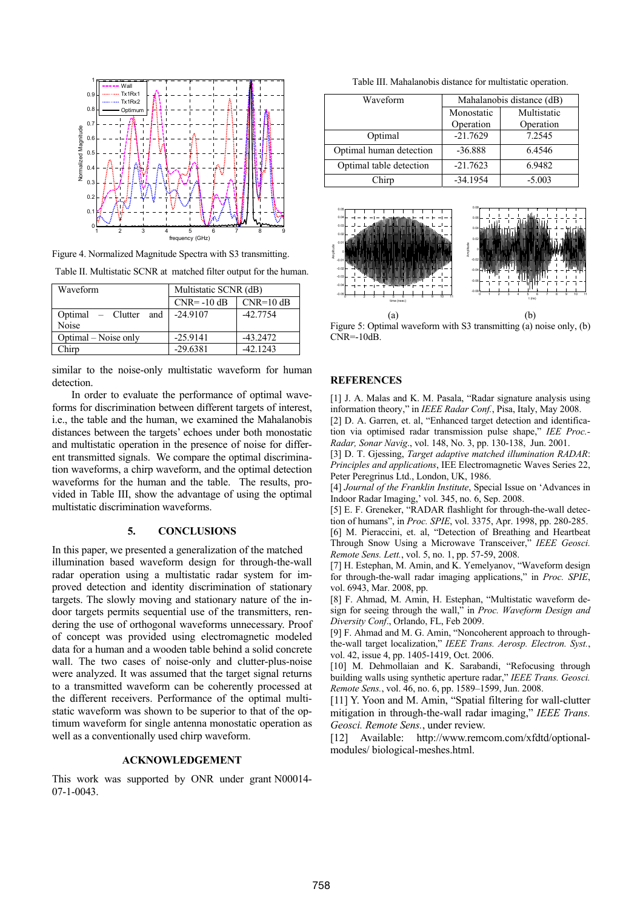Wall
Tx1Rx1
Tx1Rx2
Optimum

Normalized Magnitude

frequency (GHz)

0
0.1
0.2
0.3
0.4
0.5
0.6
0.7
0.8
0.9
1

1 2 3 4 5 6 7 8 9

Figure 4. Normalized Magnitude Spectra with S3 transmitting.

Table II. Multistatic SCNR at matched filter output for the human.

| Waveform | Multistatic SCNR (dB) | |
|---|---|---|
| | CNR= -10 dB | CNR=10 dB |
| Optimal – Clutter and Noise | -24.9107 | -42.7754 |
| Optimal – Noise only | -25.9141 | -43.2472 |
| Chirp | -29.6381 | -42.1243 |

similar to the noise-only multistatic waveform for human detection.

In order to evaluate the performance of optimal waveforms for discrimination between different targets of interest, i.e., the table and the human, we examined the Mahalanobis distances between the targets' echoes under both monostatic and multistatic operation in the presence of noise for different transmitted signals. We compare the optimal discrimination waveforms, a chirp waveform, and the optimal detection waveforms for the human and the table. The results, provided in Table III, show the advantage of using the optimal multistatic discrimination waveforms.

## 5. CONCLUSIONS

In this paper, we presented a generalization of the matched illumination based waveform design for through-the-wall radar operation using a multistatic radar system for improved detection and identity discrimination of stationary targets. The slowly moving and stationary nature of the indoor targets permits sequential use of the transmitters, rendering the use of orthogonal waveforms unnecessary. Proof of concept was provided using electromagnetic modeled data for a human and a wooden table behind a solid concrete wall. The two cases of noise-only and clutter-plus-noise were analyzed. It was assumed that the target signal returns to a transmitted waveform can be coherently processed at the different receivers. Performance of the optimal multistatic waveform was shown to be superior to that of the optimum waveform for single antenna monostatic operation as well as a conventionally used chirp waveform.

## ACKNOWLEDGEMENT

This work was supported by ONR under grant N00014-07-1-0043.

Table III. Mahalanobis distance for multistatic operation.

| Waveform | Mahalanobis distance (dB) | |
|---|---|---|
| | Monostatic Operation | Multistatic Operation |
| Optimal | -21.7629 | 7.2545 |
| Optimal human detection | -36.888 | 6.4546 |
| Optimal table detection | -21.7623 | 6.9482 |
| Chirp | -34.1954 | -5.003 |

Amplitude

time (nsec)

t (ns)

(a) (b)

Figure 5: Optimal waveform with S3 transmitting (a) noise only, (b) CNR=-10dB.

## REFERENCES

[1] J. A. Malas and K. M. Pasala, "Radar signature analysis using information theory," in *IEEE Radar Conf.*, Pisa, Italy, May 2008.

[2] D. A. Garren, et. al, "Enhanced target detection and identification via optimised radar transmission pulse shape," *IEE Proc.-Radar, Sonar Navig*., vol. 148, No. 3, pp. 130-138, Jun. 2001.

[3] D. T. Gjessing, *Target adaptive matched illumination RADAR*: *Principles and applications*, IEE Electromagnetic Waves Series 22, Peter Peregrinus Ltd., London, UK, 1986.

[4] *Journal of the Franklin Institute*, Special Issue on 'Advances in Indoor Radar Imaging,' vol. 345, no. 6, Sep. 2008.

[5] E. F. Greneker, "RADAR flashlight for through-the-wall detection of humans", in *Proc. SPIE*, vol. 3375, Apr. 1998, pp. 280-285.

[6] M. Pieraccini, et. al, "Detection of Breathing and Heartbeat Through Snow Using a Microwave Transceiver," *IEEE Geosci. Remote Sens. Lett.*, vol. 5, no. 1, pp. 57-59, 2008.

[7] H. Estephan, M. Amin, and K. Yemelyanov, "Waveform design for through-the-wall radar imaging applications," in *Proc. SPIE*, vol. 6943, Mar. 2008, pp.

[8] F. Ahmad, M. Amin, H. Estephan, "Multistatic waveform design for seeing through the wall," in *Proc. Waveform Design and Diversity Conf*., Orlando, FL, Feb 2009.

[9] F. Ahmad and M. G. Amin, "Noncoherent approach to through-the-wall target localization," *IEEE Trans. Aerosp. Electron. Syst.*, vol. 42, issue 4, pp. 1405-1419, Oct. 2006.

[10] M. Dehmollaian and K. Sarabandi, "Refocusing through building walls using synthetic aperture radar," *IEEE Trans. Geosci. Remote Sens.*, vol. 46, no. 6, pp. 1589–1599, Jun. 2008.

[11] Y. Yoon and M. Amin, "Spatial filtering for wall-clutter mitigation in through-the-wall radar imaging," *IEEE Trans. Geosci. Remote Sens.*, under review.

[12] Available: http://www.remcom.com/xfdtd/optional-modules/ biological-meshes.html.